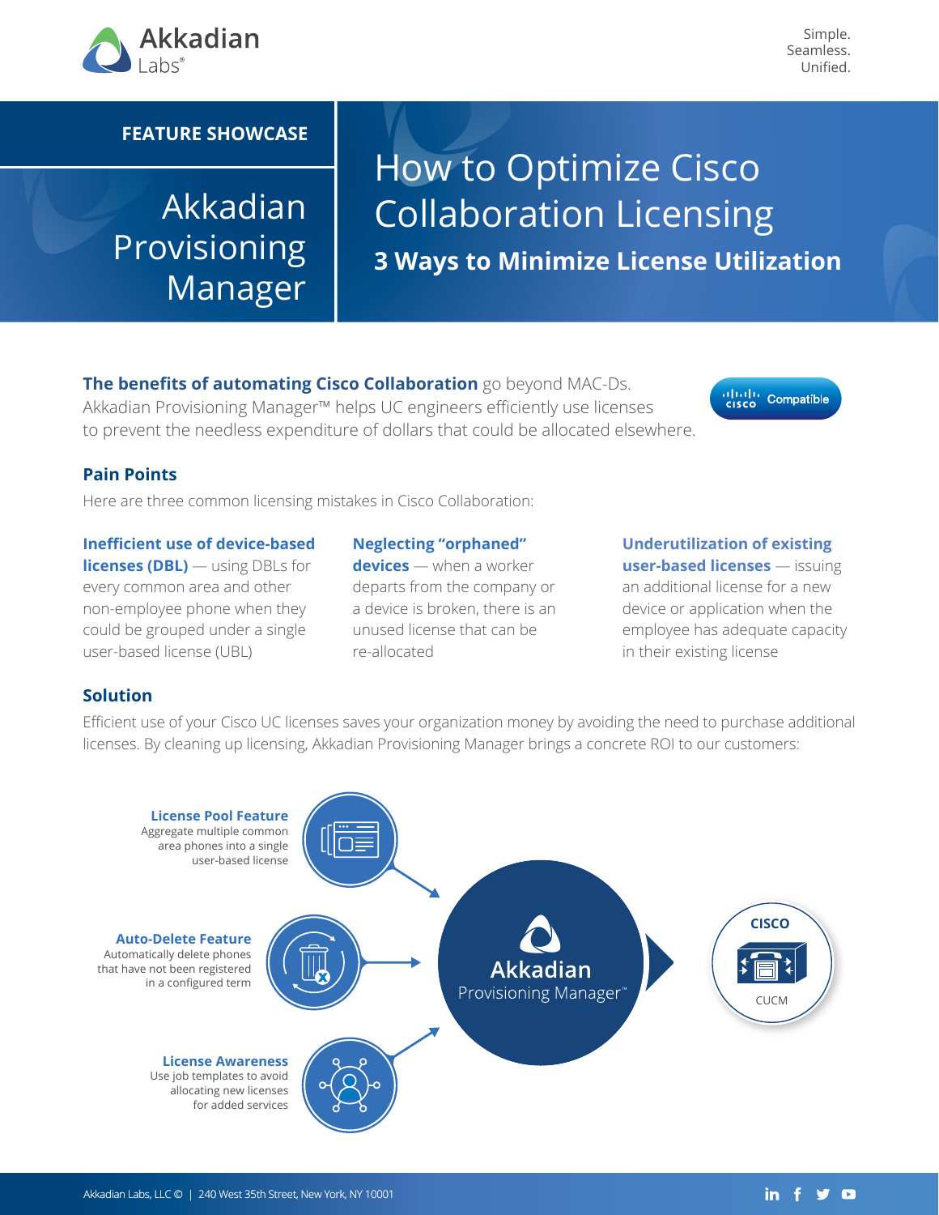Akkadian Labs®

Simple.
Seamless.
Unified.

**FEATURE SHOWCASE**

## Akkadian Provisioning Manager

# How to Optimize Cisco Collaboration Licensing

### 3 Ways to Minimize License Utilization

**The benefits of automating Cisco Collaboration** go beyond MAC-Ds. Akkadian Provisioning Manager™ helps UC engineers efficiently use licenses to prevent the needless expenditure of dollars that could be allocated elsewhere.

Cisco Compatible

## Pain Points

Here are three common licensing mistakes in Cisco Collaboration:

**Inefficient use of device-based licenses (DBL)** — using DBLs for every common area and other non-employee phone when they could be grouped under a single user-based license (UBL)

**Neglecting "orphaned" devices** — when a worker departs from the company or a device is broken, there is an unused license that can be re-allocated

**Underutilization of existing user-based licenses** — issuing an additional license for a new device or application when the employee has adequate capacity in their existing license

## Solution

Efficient use of your Cisco UC licenses saves your organization money by avoiding the need to purchase additional licenses. By cleaning up licensing, Akkadian Provisioning Manager brings a concrete ROI to our customers:

**License Pool Feature**
Aggregate multiple common area phones into a single user-based license

**Auto-Delete Feature**
Automatically delete phones that have not been registered in a configured term

**License Awareness**
Use job templates to avoid allocating new licenses for added services

Akkadian Provisioning Manager™

CISCO
CUCM

Akkadian Labs, LLC © | 240 West 35th Street, New York, NY 10001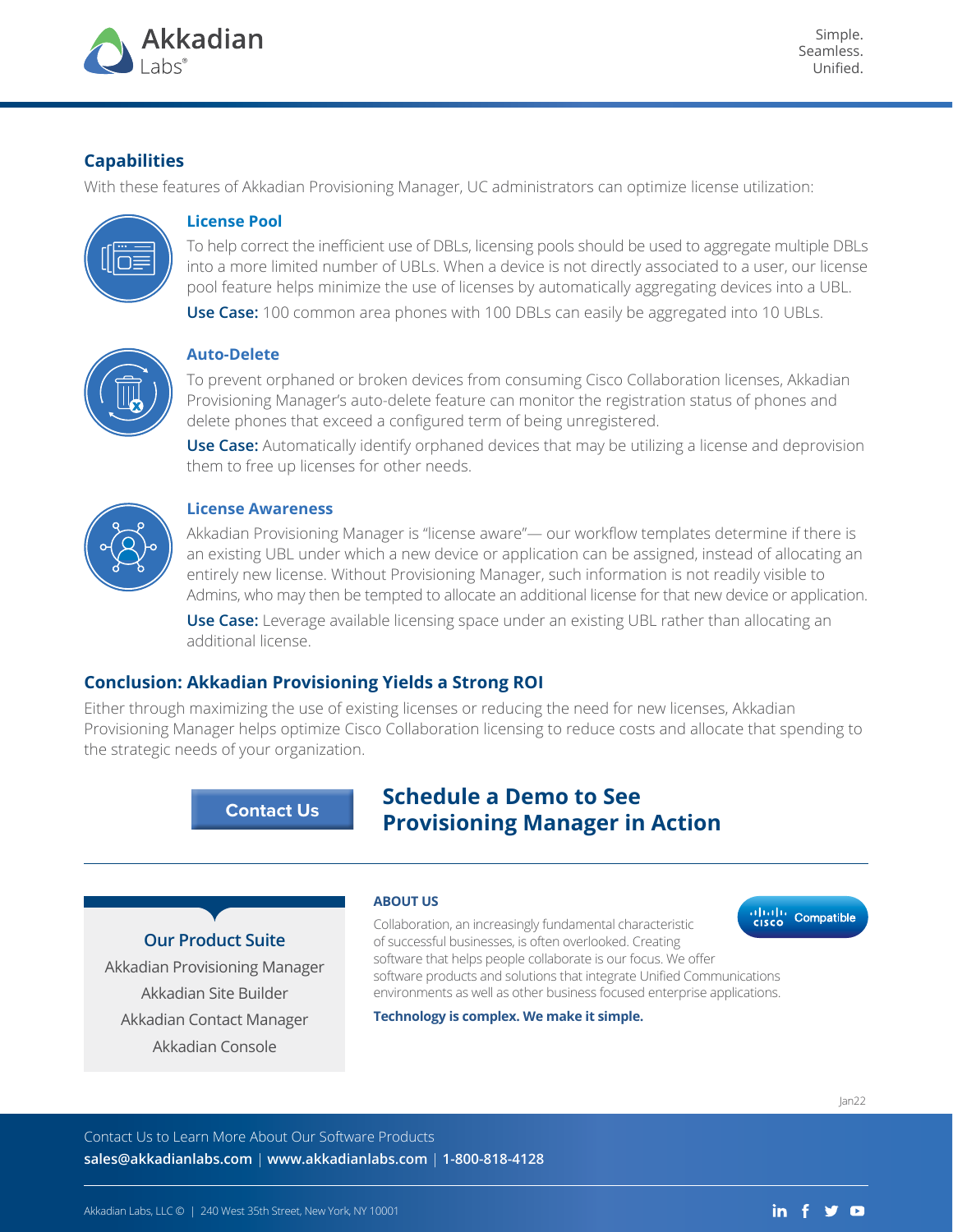## Capabilities

With these features of Akkadian Provisioning Manager, UC administrators can optimize license utilization:

### License Pool

To help correct the inefficient use of DBLs, licensing pools should be used to aggregate multiple DBLs into a more limited number of UBLs. When a device is not directly associated to a user, our license pool feature helps minimize the use of licenses by automatically aggregating devices into a UBL.

**Use Case:** 100 common area phones with 100 DBLs can easily be aggregated into 10 UBLs.

### Auto-Delete

To prevent orphaned or broken devices from consuming Cisco Collaboration licenses, Akkadian Provisioning Manager's auto-delete feature can monitor the registration status of phones and delete phones that exceed a configured term of being unregistered.

**Use Case:** Automatically identify orphaned devices that may be utilizing a license and deprovision them to free up licenses for other needs.

### License Awareness

Akkadian Provisioning Manager is "license aware"— our workflow templates determine if there is an existing UBL under which a new device or application can be assigned, instead of allocating an entirely new license. Without Provisioning Manager, such information is not readily visible to Admins, who may then be tempted to allocate an additional license for that new device or application.

**Use Case:** Leverage available licensing space under an existing UBL rather than allocating an additional license.

## Conclusion: Akkadian Provisioning Yields a Strong ROI

Either through maximizing the use of existing licenses or reducing the need for new licenses, Akkadian Provisioning Manager helps optimize Cisco Collaboration licensing to reduce costs and allocate that spending to the strategic needs of your organization.

**Contact Us**

## Schedule a Demo to See Provisioning Manager in Action

---

### Our Product Suite

Akkadian Provisioning Manager
Akkadian Site Builder
Akkadian Contact Manager
Akkadian Console

### ABOUT US

Collaboration, an increasingly fundamental characteristic of successful businesses, is often overlooked. Creating software that helps people collaborate is our focus. We offer software products and solutions that integrate Unified Communications environments as well as other business focused enterprise applications.

**Technology is complex. We make it simple.**

Cisco Compatible

Jan22

Contact Us to Learn More About Our Software Products
**sales@akkadianlabs.com | www.akkadianlabs.com | 1-800-818-4128**

Akkadian Labs, LLC © | 240 West 35th Street, New York, NY 10001